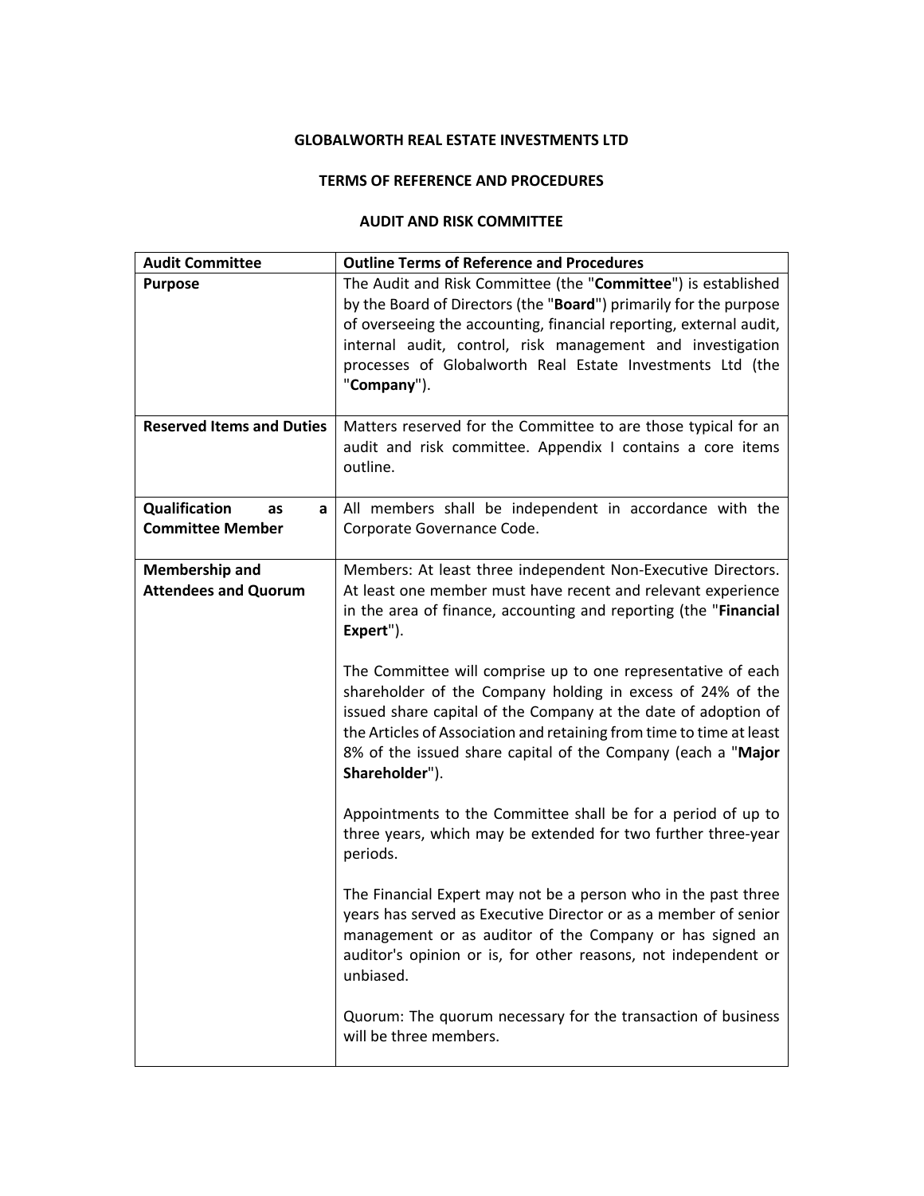**GLOBALWORTH REAL ESTATE INVESTMENTS LTD**

**TERMS OF REFERENCE AND PROCEDURES**

**AUDIT AND RISK COMMITTEE**

| **Audit Committee** | **Outline Terms of Reference and Procedures** |
|---|---|
| **Purpose** | The Audit and Risk Committee (the "**Committee**") is established by the Board of Directors (the "**Board**") primarily for the purpose of overseeing the accounting, financial reporting, external audit, internal audit, control, risk management and investigation processes of Globalworth Real Estate Investments Ltd (the "**Company**"). |
| **Reserved Items and Duties** | Matters reserved for the Committee to are those typical for an audit and risk committee. Appendix I contains a core items outline. |
| **Qualification as a Committee Member** | All members shall be independent in accordance with the Corporate Governance Code. |
| **Membership and Attendees and Quorum** | Members: At least three independent Non-Executive Directors. At least one member must have recent and relevant experience in the area of finance, accounting and reporting (the "**Financial Expert**").<br><br>The Committee will comprise up to one representative of each shareholder of the Company holding in excess of 24% of the issued share capital of the Company at the date of adoption of the Articles of Association and retaining from time to time at least 8% of the issued share capital of the Company (each a "**Major Shareholder**").<br><br>Appointments to the Committee shall be for a period of up to three years, which may be extended for two further three-year periods.<br><br>The Financial Expert may not be a person who in the past three years has served as Executive Director or as a member of senior management or as auditor of the Company or has signed an auditor's opinion or is, for other reasons, not independent or unbiased.<br><br>Quorum: The quorum necessary for the transaction of business will be three members. |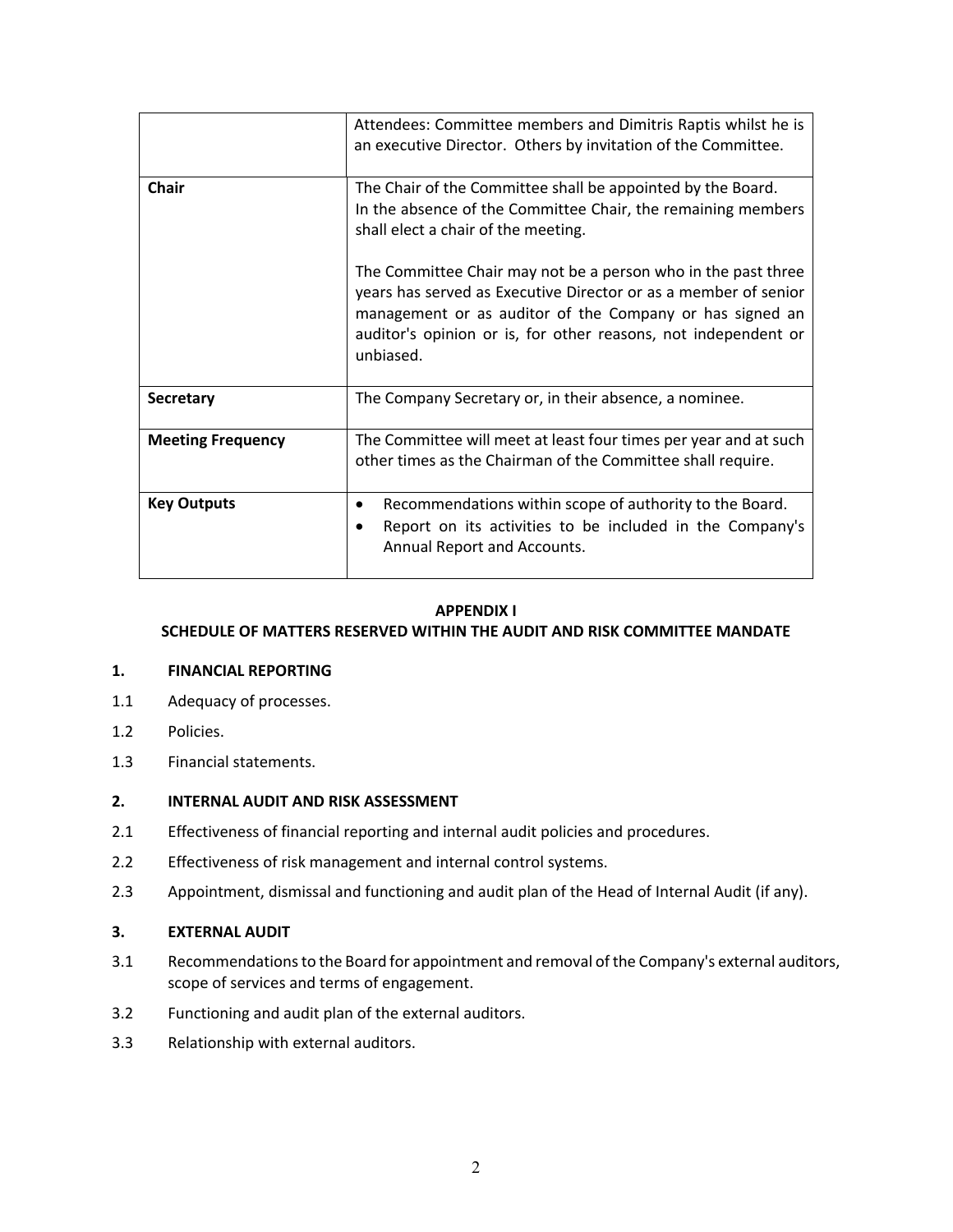| | |
|---|---|
| | Attendees: Committee members and Dimitris Raptis whilst he is an executive Director. Others by invitation of the Committee. |
| **Chair** | The Chair of the Committee shall be appointed by the Board. In the absence of the Committee Chair, the remaining members shall elect a chair of the meeting.<br><br>The Committee Chair may not be a person who in the past three years has served as Executive Director or as a member of senior management or as auditor of the Company or has signed an auditor's opinion or is, for other reasons, not independent or unbiased. |
| **Secretary** | The Company Secretary or, in their absence, a nominee. |
| **Meeting Frequency** | The Committee will meet at least four times per year and at such other times as the Chairman of the Committee shall require. |
| **Key Outputs** | • Recommendations within scope of authority to the Board.<br>• Report on its activities to be included in the Company's Annual Report and Accounts. |

## APPENDIX I
## SCHEDULE OF MATTERS RESERVED WITHIN THE AUDIT AND RISK COMMITTEE MANDATE

### 1. FINANCIAL REPORTING

1.1 Adequacy of processes.

1.2 Policies.

1.3 Financial statements.

### 2. INTERNAL AUDIT AND RISK ASSESSMENT

2.1 Effectiveness of financial reporting and internal audit policies and procedures.

2.2 Effectiveness of risk management and internal control systems.

2.3 Appointment, dismissal and functioning and audit plan of the Head of Internal Audit (if any).

### 3. EXTERNAL AUDIT

3.1 Recommendations to the Board for appointment and removal of the Company's external auditors, scope of services and terms of engagement.

3.2 Functioning and audit plan of the external auditors.

3.3 Relationship with external auditors.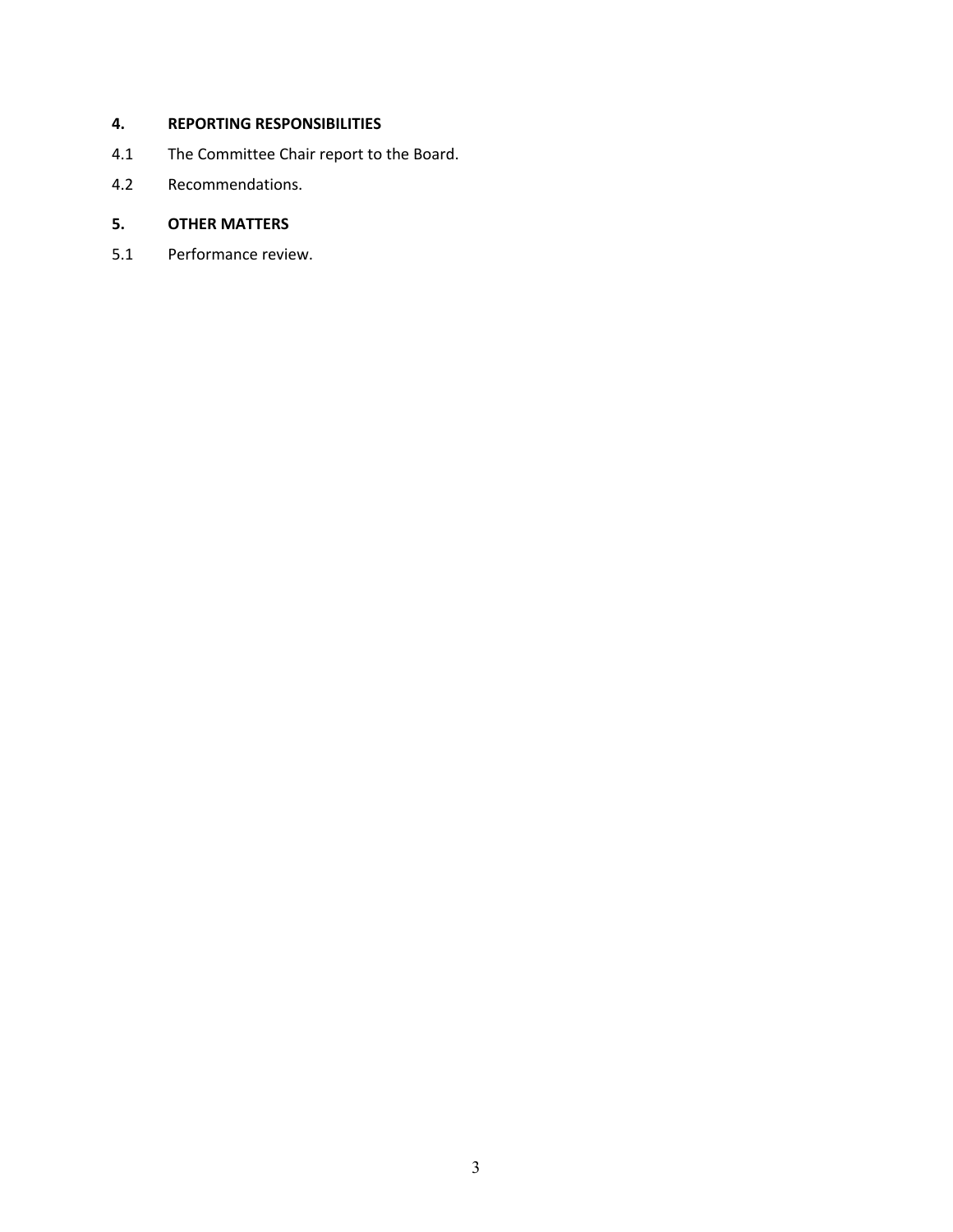## 4. REPORTING RESPONSIBILITIES

4.1 The Committee Chair report to the Board.

4.2 Recommendations.

## 5. OTHER MATTERS

5.1 Performance review.